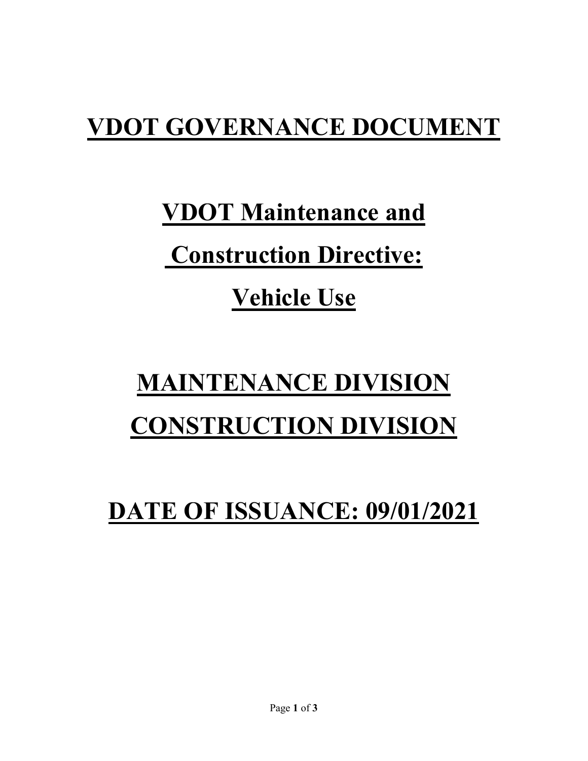# VDOT GOVERNANCE DOCUMENT

# VDOT Maintenance and Construction Directive: Vehicle Use

# MAINTENANCE DIVISION
# CONSTRUCTION DIVISION

# DATE OF ISSUANCE: 09/01/2021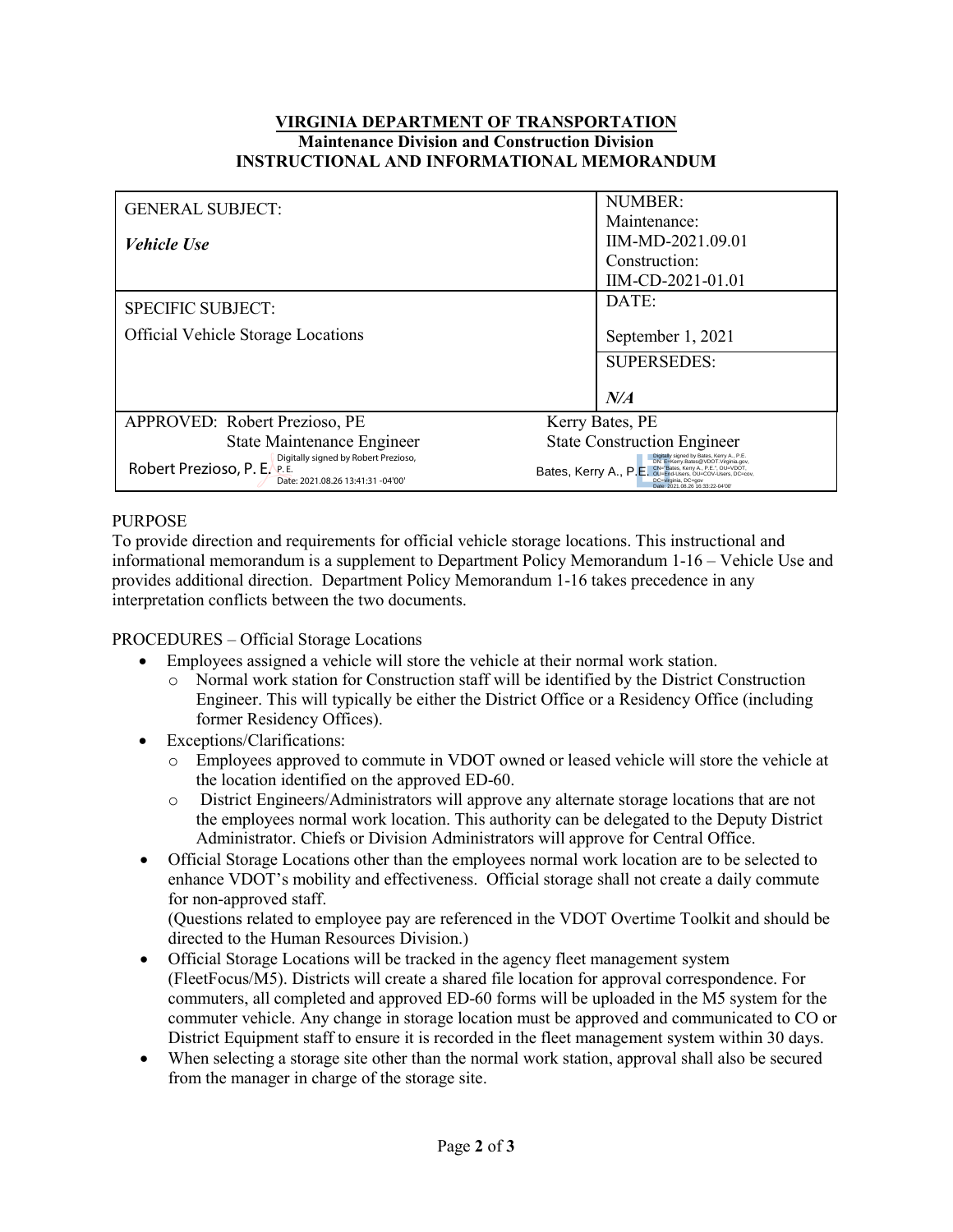**VIRGINIA DEPARTMENT OF TRANSPORTATION**
**Maintenance Division and Construction Division**
**INSTRUCTIONAL AND INFORMATIONAL MEMORANDUM**

| GENERAL SUBJECT:<br><br>***Vehicle Use*** | | NUMBER:<br>Maintenance:<br>IIM-MD-2021.09.01<br>Construction:<br>IIM-CD-2021-01.01 |
|---|---|---|
| SPECIFIC SUBJECT:<br><br>Official Vehicle Storage Locations | | DATE:<br><br>September 1, 2021 |
| | | SUPERSEDES:<br><br>***N/A*** |
| APPROVED: Robert Prezioso, PE<br>State Maintenance Engineer<br>Robert Prezioso, P. E. Digitally signed by Robert Prezioso, P. E. Date: 2021.08.26 13:41:31 -04'00' | Kerry Bates, PE<br>State Construction Engineer<br>Bates, Kerry A., P.E. Digitally signed by Bates, Kerry A., P.E. DN: E=Kerry.Bates@VDOT.Virginia.gov, CN="Bates, Kerry A., P.E.", OU=VDOT, OU=End-Users, OU=COV-Users, DC=cov, DC=virginia, DC=gov Date: 2021.08.26 16:33:22-04'00' | |

PURPOSE

To provide direction and requirements for official vehicle storage locations. This instructional and informational memorandum is a supplement to Department Policy Memorandum 1-16 – Vehicle Use and provides additional direction. Department Policy Memorandum 1-16 takes precedence in any interpretation conflicts between the two documents.

PROCEDURES – Official Storage Locations

- Employees assigned a vehicle will store the vehicle at their normal work station.
  - Normal work station for Construction staff will be identified by the District Construction Engineer. This will typically be either the District Office or a Residency Office (including former Residency Offices).
- Exceptions/Clarifications:
  - Employees approved to commute in VDOT owned or leased vehicle will store the vehicle at the location identified on the approved ED-60.
  - District Engineers/Administrators will approve any alternate storage locations that are not the employees normal work location. This authority can be delegated to the Deputy District Administrator. Chiefs or Division Administrators will approve for Central Office.
- Official Storage Locations other than the employees normal work location are to be selected to enhance VDOT's mobility and effectiveness. Official storage shall not create a daily commute for non-approved staff.
  (Questions related to employee pay are referenced in the VDOT Overtime Toolkit and should be directed to the Human Resources Division.)
- Official Storage Locations will be tracked in the agency fleet management system (FleetFocus/M5). Districts will create a shared file location for approval correspondence. For commuters, all completed and approved ED-60 forms will be uploaded in the M5 system for the commuter vehicle. Any change in storage location must be approved and communicated to CO or District Equipment staff to ensure it is recorded in the fleet management system within 30 days.
- When selecting a storage site other than the normal work station, approval shall also be secured from the manager in charge of the storage site.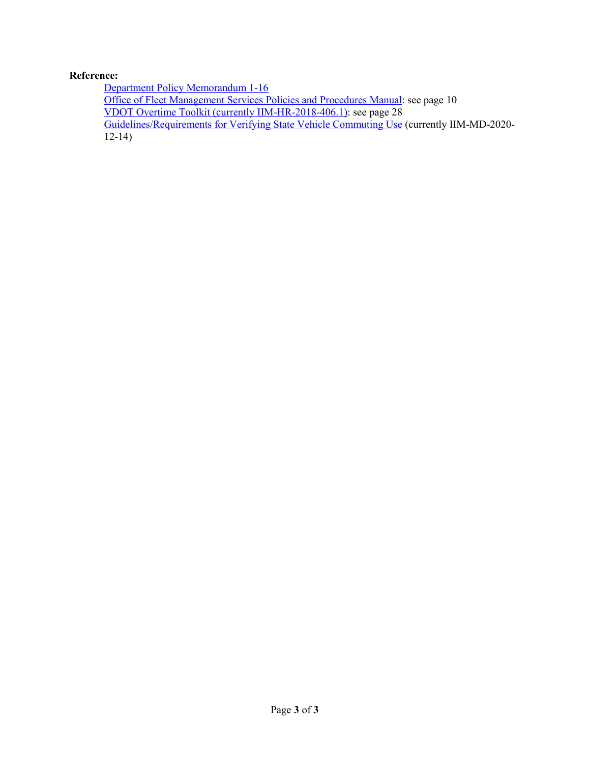**Reference:**

Department Policy Memorandum 1-16

Office of Fleet Management Services Policies and Procedures Manual: see page 10

VDOT Overtime Toolkit (currently IIM-HR-2018-406.1): see page 28

Guidelines/Requirements for Verifying State Vehicle Commuting Use (currently IIM-MD-2020-12-14)